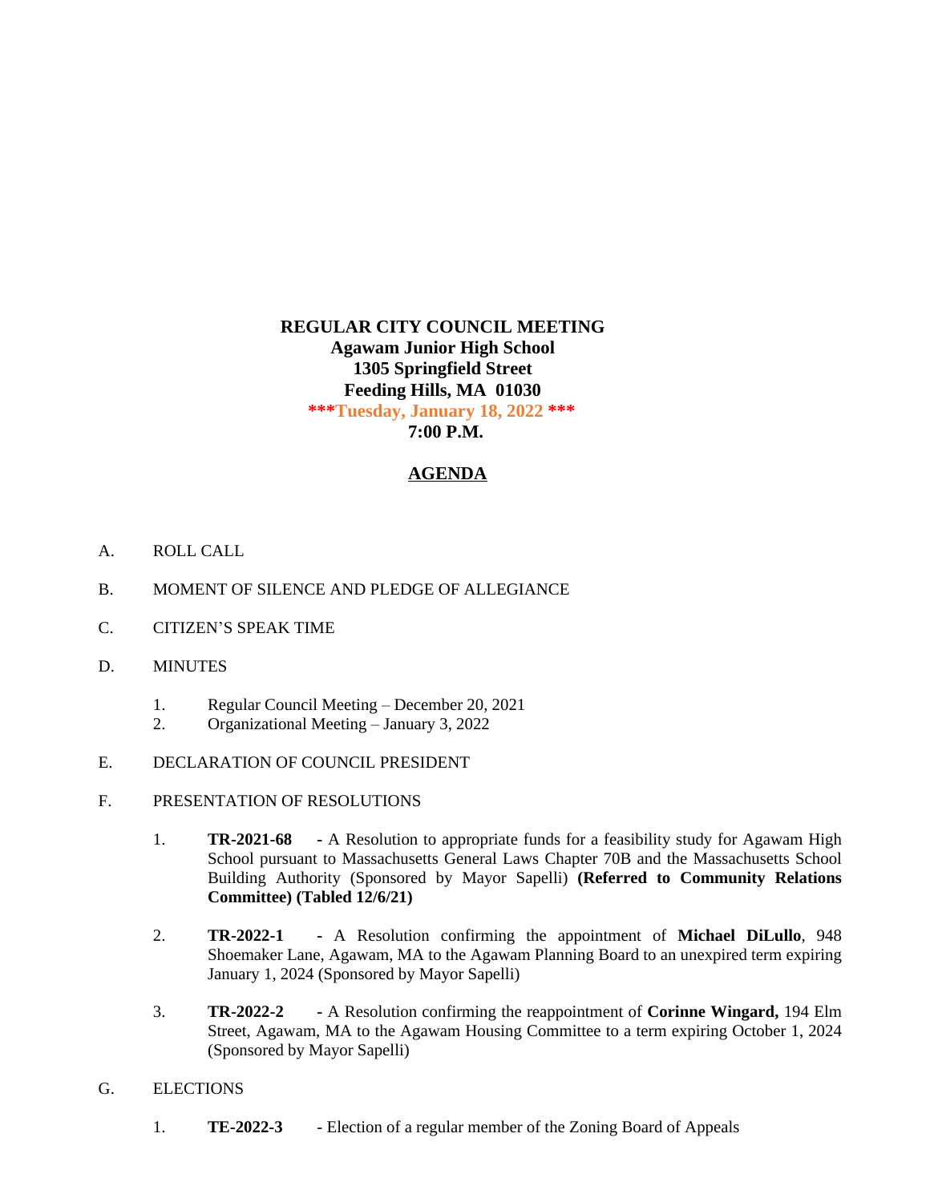**REGULAR CITY COUNCIL MEETING**
**Agawam Junior High School**
**1305 Springfield Street**
**Feeding Hills, MA 01030**
**\*\*\*Tuesday, January 18, 2022 \*\*\***
**7:00 P.M.**

# AGENDA

A. ROLL CALL

B. MOMENT OF SILENCE AND PLEDGE OF ALLEGIANCE

C. CITIZEN'S SPEAK TIME

D. MINUTES

1. Regular Council Meeting – December 20, 2021
2. Organizational Meeting – January 3, 2022

E. DECLARATION OF COUNCIL PRESIDENT

F. PRESENTATION OF RESOLUTIONS

1. **TR-2021-68** - A Resolution to appropriate funds for a feasibility study for Agawam High School pursuant to Massachusetts General Laws Chapter 70B and the Massachusetts School Building Authority (Sponsored by Mayor Sapelli) **(Referred to Community Relations Committee) (Tabled 12/6/21)**

2. **TR-2022-1** - A Resolution confirming the appointment of **Michael DiLullo**, 948 Shoemaker Lane, Agawam, MA to the Agawam Planning Board to an unexpired term expiring January 1, 2024 (Sponsored by Mayor Sapelli)

3. **TR-2022-2** - A Resolution confirming the reappointment of **Corinne Wingard,** 194 Elm Street, Agawam, MA to the Agawam Housing Committee to a term expiring October 1, 2024 (Sponsored by Mayor Sapelli)

G. ELECTIONS

1. **TE-2022-3** - Election of a regular member of the Zoning Board of Appeals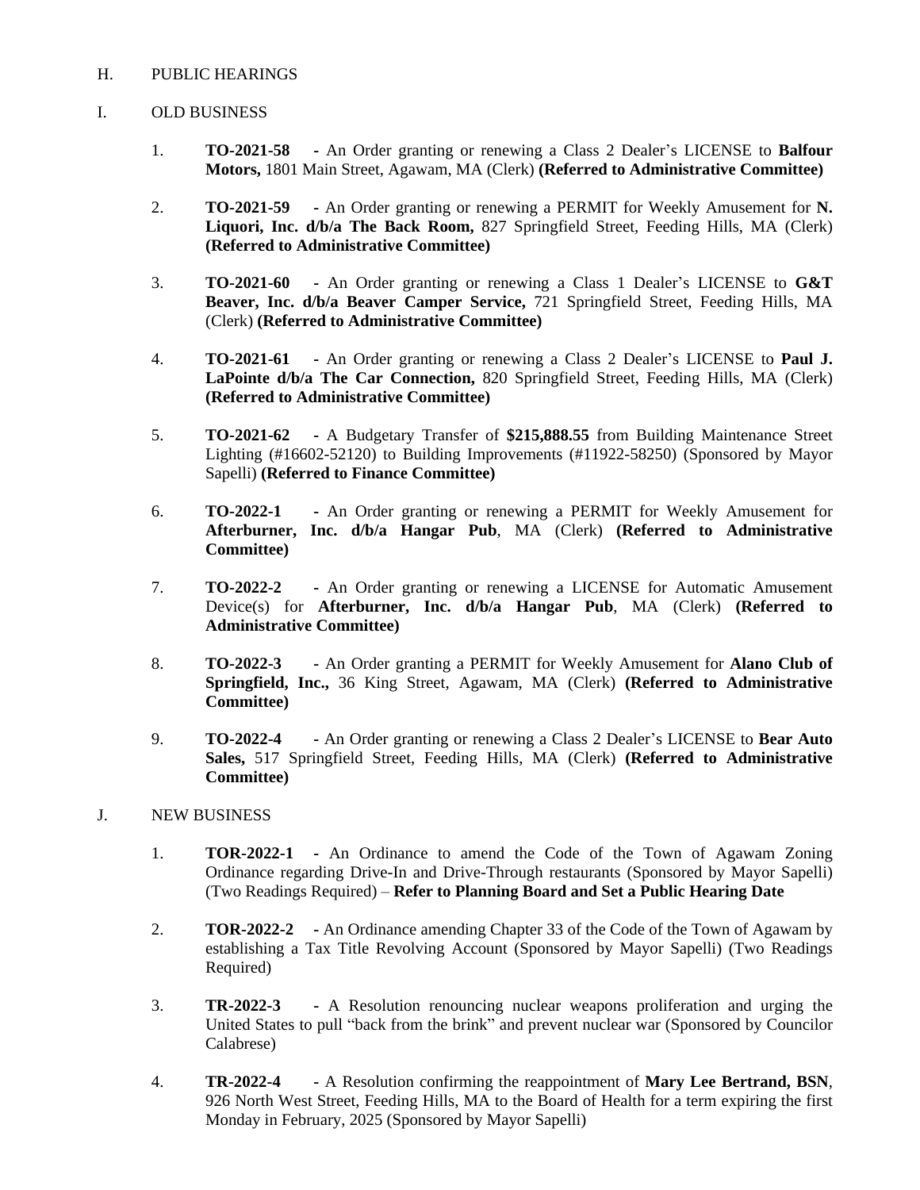H. PUBLIC HEARINGS

I. OLD BUSINESS

1. **TO-2021-58** - An Order granting or renewing a Class 2 Dealer's LICENSE to **Balfour Motors,** 1801 Main Street, Agawam, MA (Clerk) **(Referred to Administrative Committee)**

2. **TO-2021-59** - An Order granting or renewing a PERMIT for Weekly Amusement for **N. Liquori, Inc. d/b/a The Back Room,** 827 Springfield Street, Feeding Hills, MA (Clerk) **(Referred to Administrative Committee)**

3. **TO-2021-60** - An Order granting or renewing a Class 1 Dealer's LICENSE to **G&T Beaver, Inc. d/b/a Beaver Camper Service,** 721 Springfield Street, Feeding Hills, MA (Clerk) **(Referred to Administrative Committee)**

4. **TO-2021-61** - An Order granting or renewing a Class 2 Dealer's LICENSE to **Paul J. LaPointe d/b/a The Car Connection,** 820 Springfield Street, Feeding Hills, MA (Clerk) **(Referred to Administrative Committee)**

5. **TO-2021-62** - A Budgetary Transfer of **$215,888.55** from Building Maintenance Street Lighting (#16602-52120) to Building Improvements (#11922-58250) (Sponsored by Mayor Sapelli) **(Referred to Finance Committee)**

6. **TO-2022-1** - An Order granting or renewing a PERMIT for Weekly Amusement for **Afterburner, Inc. d/b/a Hangar Pub**, MA (Clerk) **(Referred to Administrative Committee)**

7. **TO-2022-2** - An Order granting or renewing a LICENSE for Automatic Amusement Device(s) for **Afterburner, Inc. d/b/a Hangar Pub**, MA (Clerk) **(Referred to Administrative Committee)**

8. **TO-2022-3** - An Order granting a PERMIT for Weekly Amusement for **Alano Club of Springfield, Inc.,** 36 King Street, Agawam, MA (Clerk) **(Referred to Administrative Committee)**

9. **TO-2022-4** - An Order granting or renewing a Class 2 Dealer's LICENSE to **Bear Auto Sales,** 517 Springfield Street, Feeding Hills, MA (Clerk) **(Referred to Administrative Committee)**

J. NEW BUSINESS

1. **TOR-2022-1** - An Ordinance to amend the Code of the Town of Agawam Zoning Ordinance regarding Drive-In and Drive-Through restaurants (Sponsored by Mayor Sapelli) (Two Readings Required) – **Refer to Planning Board and Set a Public Hearing Date**

2. **TOR-2022-2** - An Ordinance amending Chapter 33 of the Code of the Town of Agawam by establishing a Tax Title Revolving Account (Sponsored by Mayor Sapelli) (Two Readings Required)

3. **TR-2022-3** - A Resolution renouncing nuclear weapons proliferation and urging the United States to pull "back from the brink" and prevent nuclear war (Sponsored by Councilor Calabrese)

4. **TR-2022-4** - A Resolution confirming the reappointment of **Mary Lee Bertrand, BSN**, 926 North West Street, Feeding Hills, MA to the Board of Health for a term expiring the first Monday in February, 2025 (Sponsored by Mayor Sapelli)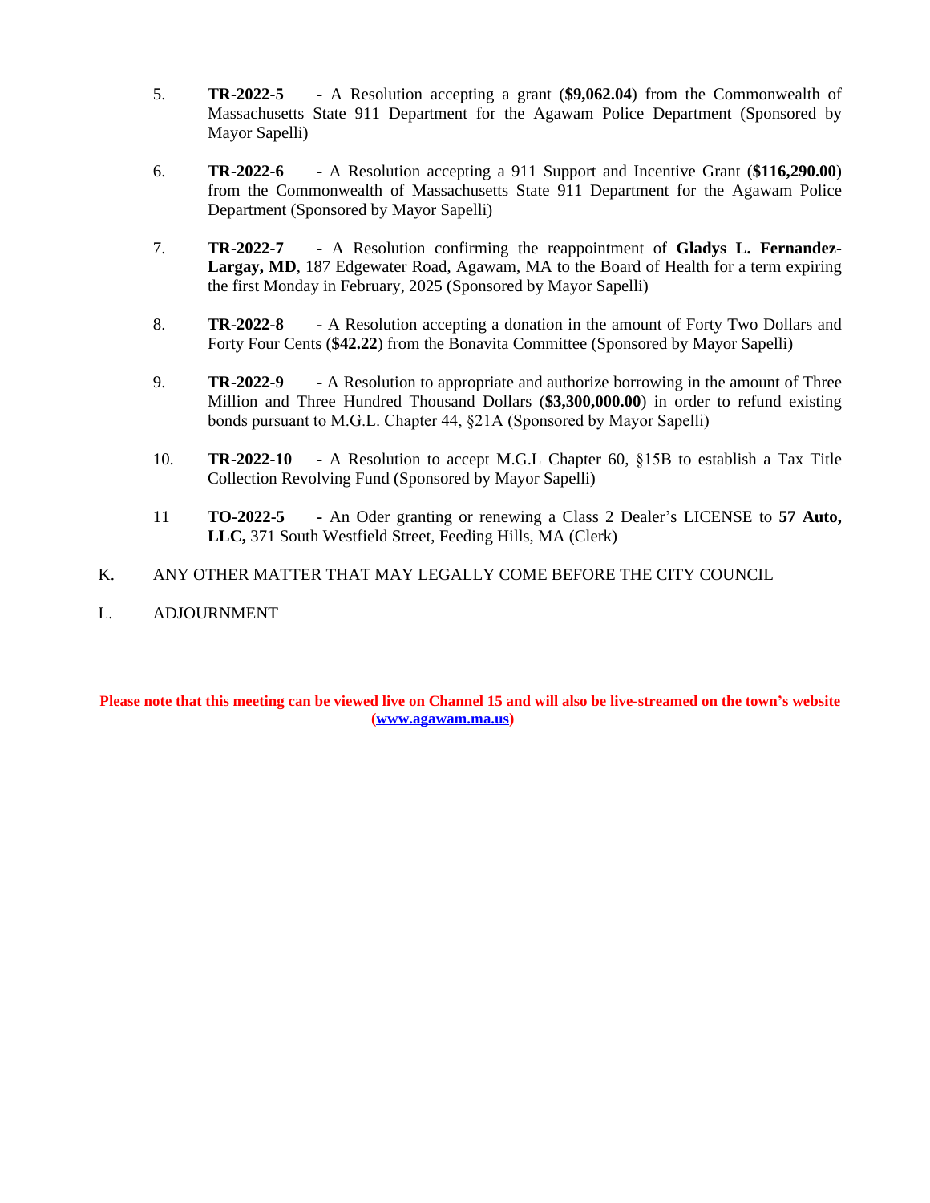5. **TR-2022-5** - A Resolution accepting a grant (**$9,062.04**) from the Commonwealth of Massachusetts State 911 Department for the Agawam Police Department (Sponsored by Mayor Sapelli)

6. **TR-2022-6** - A Resolution accepting a 911 Support and Incentive Grant (**$116,290.00**) from the Commonwealth of Massachusetts State 911 Department for the Agawam Police Department (Sponsored by Mayor Sapelli)

7. **TR-2022-7** - A Resolution confirming the reappointment of **Gladys L. Fernandez-Largay, MD**, 187 Edgewater Road, Agawam, MA to the Board of Health for a term expiring the first Monday in February, 2025 (Sponsored by Mayor Sapelli)

8. **TR-2022-8** - A Resolution accepting a donation in the amount of Forty Two Dollars and Forty Four Cents (**$42.22**) from the Bonavita Committee (Sponsored by Mayor Sapelli)

9. **TR-2022-9** - A Resolution to appropriate and authorize borrowing in the amount of Three Million and Three Hundred Thousand Dollars (**$3,300,000.00**) in order to refund existing bonds pursuant to M.G.L. Chapter 44, §21A (Sponsored by Mayor Sapelli)

10. **TR-2022-10** - A Resolution to accept M.G.L Chapter 60, §15B to establish a Tax Title Collection Revolving Fund (Sponsored by Mayor Sapelli)

11 **TO-2022-5** - An Oder granting or renewing a Class 2 Dealer's LICENSE to **57 Auto, LLC,** 371 South Westfield Street, Feeding Hills, MA (Clerk)

K. ANY OTHER MATTER THAT MAY LEGALLY COME BEFORE THE CITY COUNCIL

L. ADJOURNMENT

**Please note that this meeting can be viewed live on Channel 15 and will also be live-streamed on the town's website (www.agawam.ma.us)**